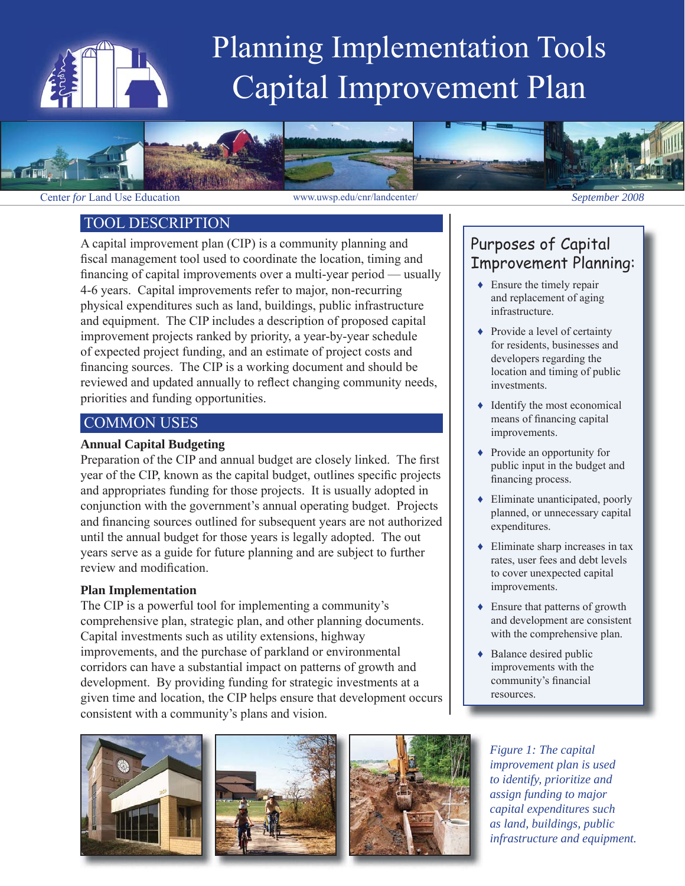# Planning Implementation Tools
# Capital Improvement Plan

Center *for* Land Use Education | www.uwsp.edu/cnr/landcenter/ | *September 2008*

## TOOL DESCRIPTION

A capital improvement plan (CIP) is a community planning and fiscal management tool used to coordinate the location, timing and financing of capital improvements over a multi-year period — usually 4-6 years. Capital improvements refer to major, non-recurring physical expenditures such as land, buildings, public infrastructure and equipment. The CIP includes a description of proposed capital improvement projects ranked by priority, a year-by-year schedule of expected project funding, and an estimate of project costs and financing sources. The CIP is a working document and should be reviewed and updated annually to reflect changing community needs, priorities and funding opportunities.

## COMMON USES

**Annual Capital Budgeting**

Preparation of the CIP and annual budget are closely linked. The first year of the CIP, known as the capital budget, outlines specific projects and appropriates funding for those projects. It is usually adopted in conjunction with the government's annual operating budget. Projects and financing sources outlined for subsequent years are not authorized until the annual budget for those years is legally adopted. The out years serve as a guide for future planning and are subject to further review and modification.

**Plan Implementation**

The CIP is a powerful tool for implementing a community's comprehensive plan, strategic plan, and other planning documents. Capital investments such as utility extensions, highway improvements, and the purchase of parkland or environmental corridors can have a substantial impact on patterns of growth and development. By providing funding for strategic investments at a given time and location, the CIP helps ensure that development occurs consistent with a community's plans and vision.

### Purposes of Capital Improvement Planning:

- Ensure the timely repair and replacement of aging infrastructure.
- Provide a level of certainty for residents, businesses and developers regarding the location and timing of public investments.
- Identify the most economical means of financing capital improvements.
- Provide an opportunity for public input in the budget and financing process.
- Eliminate unanticipated, poorly planned, or unnecessary capital expenditures.
- Eliminate sharp increases in tax rates, user fees and debt levels to cover unexpected capital improvements.
- Ensure that patterns of growth and development are consistent with the comprehensive plan.
- Balance desired public improvements with the community's financial resources.

*Figure 1: The capital improvement plan is used to identify, prioritize and assign funding to major capital expenditures such as land, buildings, public infrastructure and equipment.*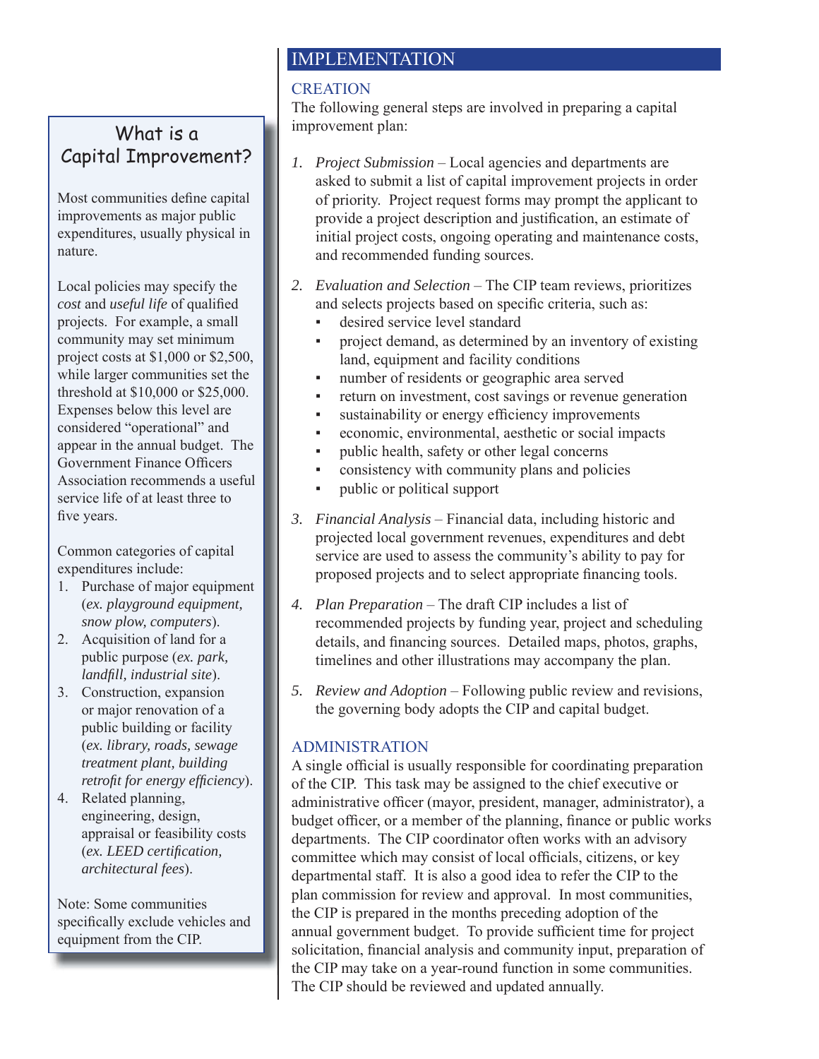## What is a Capital Improvement?

Most communities define capital improvements as major public expenditures, usually physical in nature.

Local policies may specify the *cost* and *useful life* of qualified projects. For example, a small community may set minimum project costs at $1,000 or $2,500, while larger communities set the threshold at $10,000 or $25,000. Expenses below this level are considered "operational" and appear in the annual budget. The Government Finance Officers Association recommends a useful service life of at least three to five years.

Common categories of capital expenditures include:

1. Purchase of major equipment (*ex. playground equipment, snow plow, computers*).
2. Acquisition of land for a public purpose (*ex. park, landfill, industrial site*).
3. Construction, expansion or major renovation of a public building or facility (*ex. library, roads, sewage treatment plant, building retrofit for energy efficiency*).
4. Related planning, engineering, design, appraisal or feasibility costs (*ex. LEED certification, architectural fees*).

Note: Some communities specifically exclude vehicles and equipment from the CIP.

# IMPLEMENTATION

## CREATION

The following general steps are involved in preparing a capital improvement plan:

1. *Project Submission* – Local agencies and departments are asked to submit a list of capital improvement projects in order of priority. Project request forms may prompt the applicant to provide a project description and justification, an estimate of initial project costs, ongoing operating and maintenance costs, and recommended funding sources.

2. *Evaluation and Selection* – The CIP team reviews, prioritizes and selects projects based on specific criteria, such as:
   - desired service level standard
   - project demand, as determined by an inventory of existing land, equipment and facility conditions
   - number of residents or geographic area served
   - return on investment, cost savings or revenue generation
   - sustainability or energy efficiency improvements
   - economic, environmental, aesthetic or social impacts
   - public health, safety or other legal concerns
   - consistency with community plans and policies
   - public or political support

3. *Financial Analysis* – Financial data, including historic and projected local government revenues, expenditures and debt service are used to assess the community's ability to pay for proposed projects and to select appropriate financing tools.

4. *Plan Preparation* – The draft CIP includes a list of recommended projects by funding year, project and scheduling details, and financing sources. Detailed maps, photos, graphs, timelines and other illustrations may accompany the plan.

5. *Review and Adoption* – Following public review and revisions, the governing body adopts the CIP and capital budget.

## ADMINISTRATION

A single official is usually responsible for coordinating preparation of the CIP. This task may be assigned to the chief executive or administrative officer (mayor, president, manager, administrator), a budget officer, or a member of the planning, finance or public works departments. The CIP coordinator often works with an advisory committee which may consist of local officials, citizens, or key departmental staff. It is also a good idea to refer the CIP to the plan commission for review and approval. In most communities, the CIP is prepared in the months preceding adoption of the annual government budget. To provide sufficient time for project solicitation, financial analysis and community input, preparation of the CIP may take on a year-round function in some communities. The CIP should be reviewed and updated annually.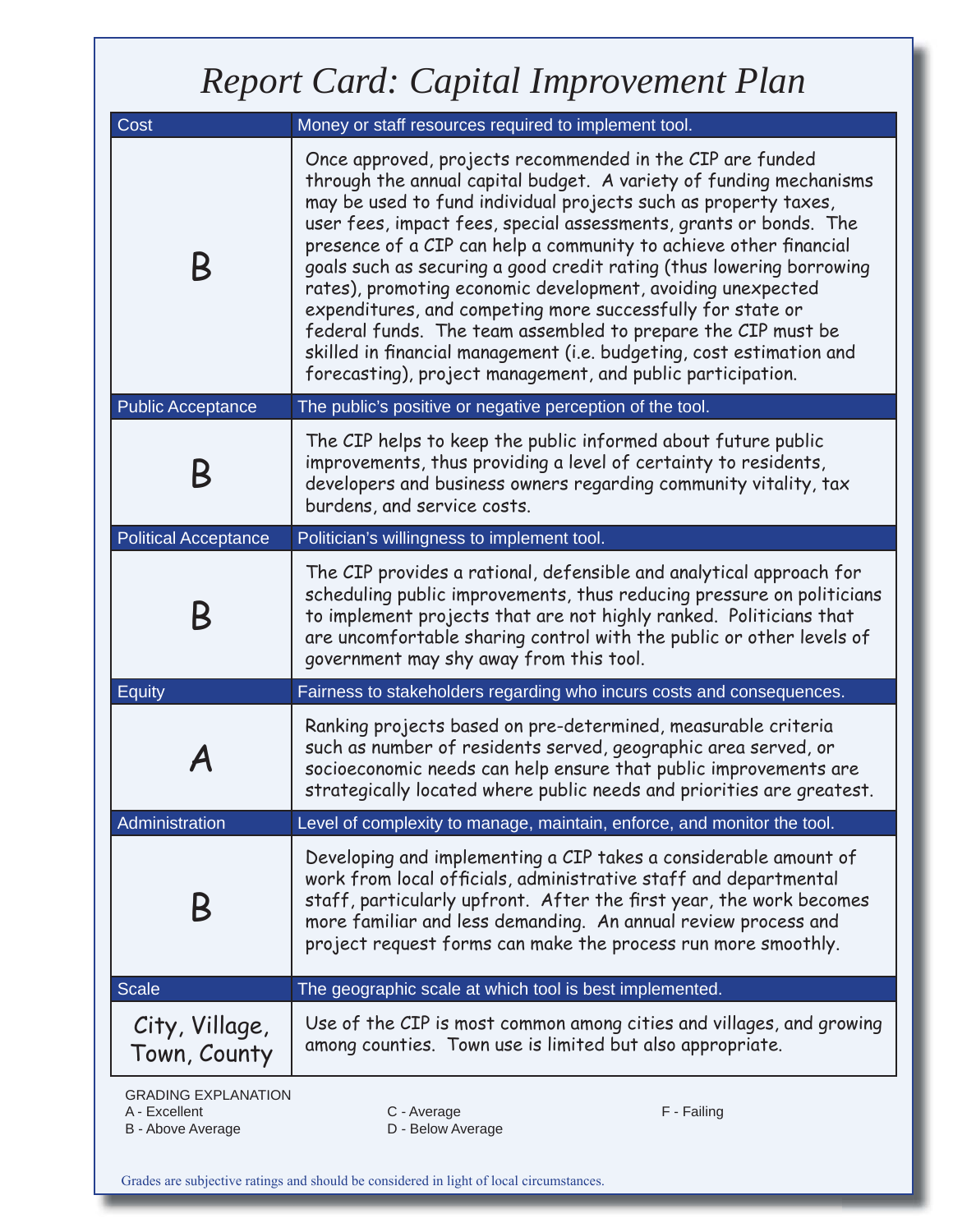# *Report Card: Capital Improvement Plan*

| Cost | Money or staff resources required to implement tool. |
|---|---|
| B | Once approved, projects recommended in the CIP are funded through the annual capital budget. A variety of funding mechanisms may be used to fund individual projects such as property taxes, user fees, impact fees, special assessments, grants or bonds. The presence of a CIP can help a community to achieve other financial goals such as securing a good credit rating (thus lowering borrowing rates), promoting economic development, avoiding unexpected expenditures, and competing more successfully for state or federal funds. The team assembled to prepare the CIP must be skilled in financial management (i.e. budgeting, cost estimation and forecasting), project management, and public participation. |
| **Public Acceptance** | **The public's positive or negative perception of the tool.** |
| B | The CIP helps to keep the public informed about future public improvements, thus providing a level of certainty to residents, developers and business owners regarding community vitality, tax burdens, and service costs. |
| **Political Acceptance** | **Politician's willingness to implement tool.** |
| B | The CIP provides a rational, defensible and analytical approach for scheduling public improvements, thus reducing pressure on politicians to implement projects that are not highly ranked. Politicians that are uncomfortable sharing control with the public or other levels of government may shy away from this tool. |
| **Equity** | **Fairness to stakeholders regarding who incurs costs and consequences.** |
| A | Ranking projects based on pre-determined, measurable criteria such as number of residents served, geographic area served, or socioeconomic needs can help ensure that public improvements are strategically located where public needs and priorities are greatest. |
| **Administration** | **Level of complexity to manage, maintain, enforce, and monitor the tool.** |
| B | Developing and implementing a CIP takes a considerable amount of work from local officials, administrative staff and departmental staff, particularly upfront. After the first year, the work becomes more familiar and less demanding. An annual review process and project request forms can make the process run more smoothly. |
| **Scale** | **The geographic scale at which tool is best implemented.** |
| City, Village, Town, County | Use of the CIP is most common among cities and villages, and growing among counties. Town use is limited but also appropriate. |

GRADING EXPLANATION

A - Excellent
B - Above Average
C - Average
D - Below Average
F - Failing

Grades are subjective ratings and should be considered in light of local circumstances.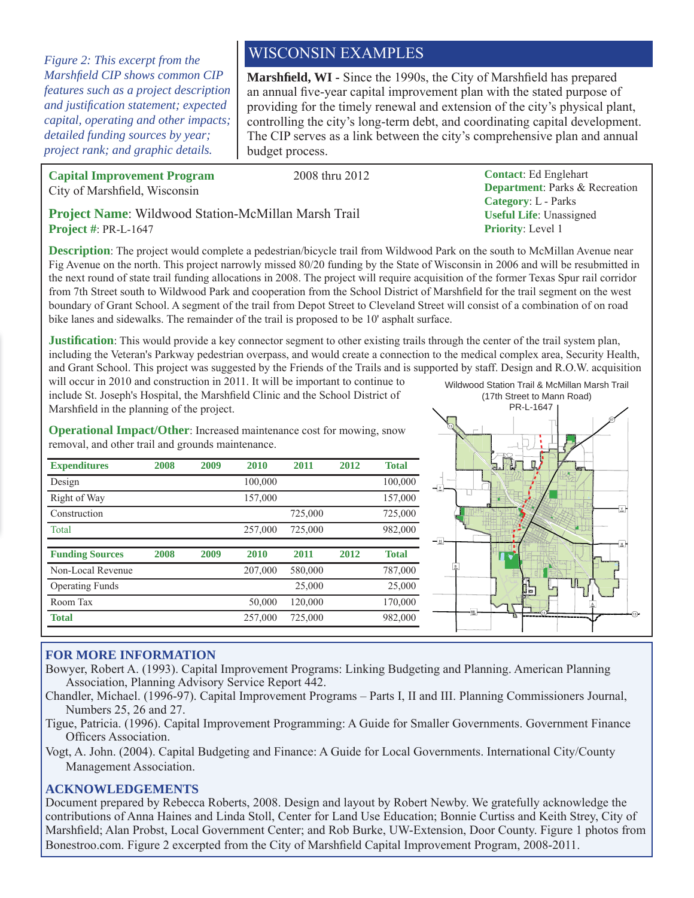*Figure 2: This excerpt from the Marshfield CIP shows common CIP features such as a project description and justification statement; expected capital, operating and other impacts; detailed funding sources by year; project rank; and graphic details.*

## WISCONSIN EXAMPLES

**Marshfield, WI -** Since the 1990s, the City of Marshfield has prepared an annual five-year capital improvement plan with the stated purpose of providing for the timely renewal and extension of the city's physical plant, controlling the city's long-term debt, and coordinating capital development. The CIP serves as a link between the city's comprehensive plan and annual budget process.

**Capital Improvement Program**
City of Marshfield, Wisconsin

2008 thru 2012

**Contact**: Ed Englehart
**Department**: Parks & Recreation
**Category**: L - Parks
**Useful Life**: Unassigned
**Priority**: Level 1

**Project Name**: Wildwood Station-McMillan Marsh Trail
**Project #**: PR-L-1647

**Description**: The project would complete a pedestrian/bicycle trail from Wildwood Park on the south to McMillan Avenue near Fig Avenue on the north. This project narrowly missed 80/20 funding by the State of Wisconsin in 2006 and will be resubmitted in the next round of state trail funding allocations in 2008. The project will require acquisition of the former Texas Spur rail corridor from 7th Street south to Wildwood Park and cooperation from the School District of Marshfield for the trail segment on the west boundary of Grant School. A segment of the trail from Depot Street to Cleveland Street will consist of a combination of on road bike lanes and sidewalks. The remainder of the trail is proposed to be 10' asphalt surface.

**Justification**: This would provide a key connector segment to other existing trails through the center of the trail system plan, including the Veteran's Parkway pedestrian overpass, and would create a connection to the medical complex area, Security Health, and Grant School. This project was suggested by the Friends of the Trails and is supported by staff. Design and R.O.W. acquisition will occur in 2010 and construction in 2011. It will be important to continue to include St. Joseph's Hospital, the Marshfield Clinic and the School District of Marshfield in the planning of the project.

**Operational Impact/Other**: Increased maintenance cost for mowing, snow removal, and other trail and grounds maintenance.

| **Expenditures** | **2008** | **2009** | **2010** | **2011** | **2012** | **Total** |
|---|---|---|---|---|---|---|
| Design | | | 100,000 | | | 100,000 |
| Right of Way | | | 157,000 | | | 157,000 |
| Construction | | | | 725,000 | | 725,000 |
| Total | | | 257,000 | 725,000 | | 982,000 |

| **Funding Sources** | **2008** | **2009** | **2010** | **2011** | **2012** | **Total** |
|---|---|---|---|---|---|---|
| Non-Local Revenue | | | 207,000 | 580,000 | | 787,000 |
| Operating Funds | | | | 25,000 | | 25,000 |
| Room Tax | | | 50,000 | 120,000 | | 170,000 |
| **Total** | | | 257,000 | 725,000 | | 982,000 |

Wildwood Station Trail & McMillan Marsh Trail
(17th Street to Mann Road)
PR-L-1647

### FOR MORE INFORMATION

Bowyer, Robert A. (1993). Capital Improvement Programs: Linking Budgeting and Planning. American Planning Association, Planning Advisory Service Report 442.

Chandler, Michael. (1996-97). Capital Improvement Programs – Parts I, II and III. Planning Commissioners Journal, Numbers 25, 26 and 27.

Tigue, Patricia. (1996). Capital Improvement Programming: A Guide for Smaller Governments. Government Finance Officers Association.

Vogt, A. John. (2004). Capital Budgeting and Finance: A Guide for Local Governments. International City/County Management Association.

### ACKNOWLEDGEMENTS

Document prepared by Rebecca Roberts, 2008. Design and layout by Robert Newby. We gratefully acknowledge the contributions of Anna Haines and Linda Stoll, Center for Land Use Education; Bonnie Curtiss and Keith Strey, City of Marshfield; Alan Probst, Local Government Center; and Rob Burke, UW-Extension, Door County. Figure 1 photos from Bonestroo.com. Figure 2 excerpted from the City of Marshfield Capital Improvement Program, 2008-2011.